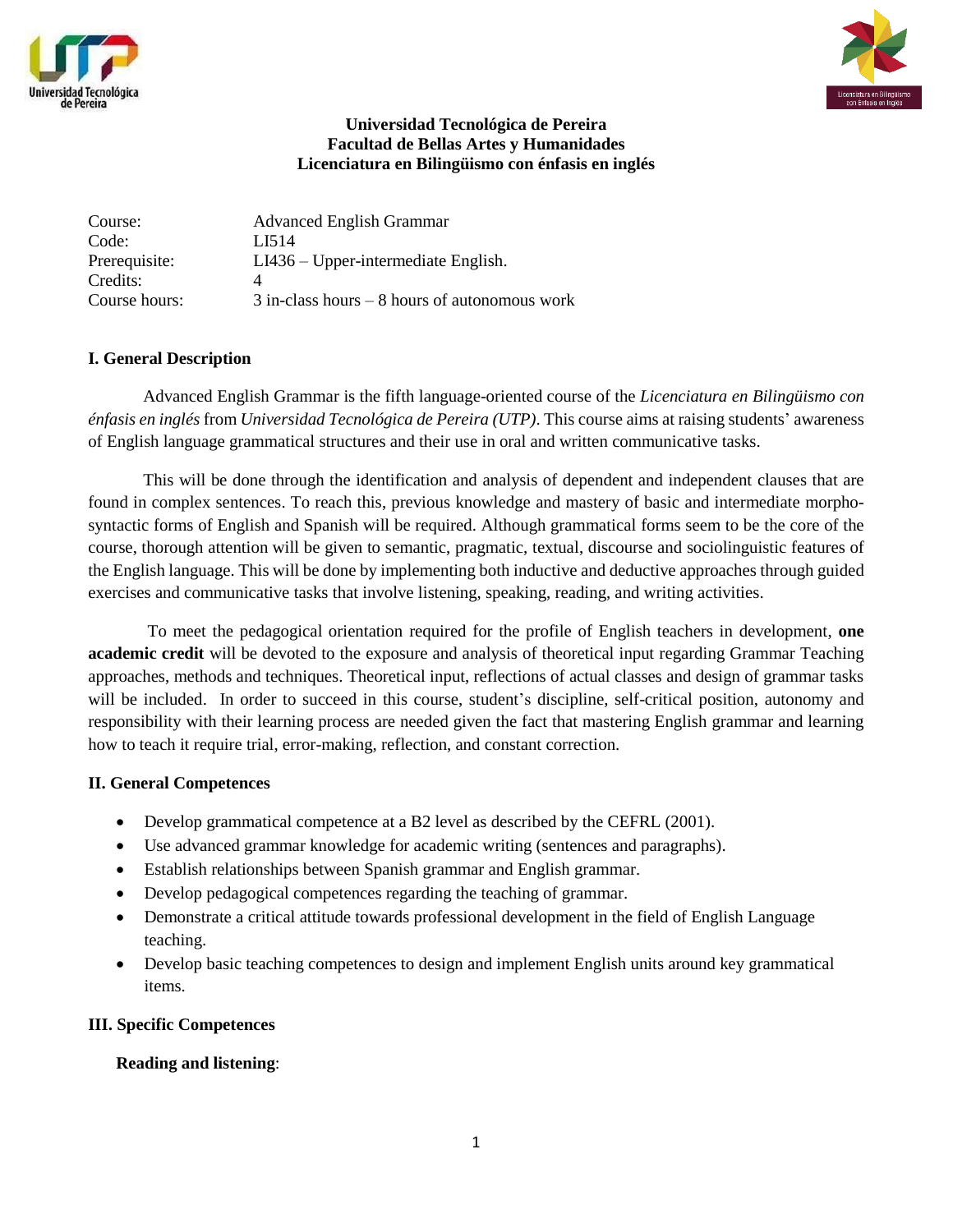**Universidad Tecnológica de Pereira**
**Facultad de Bellas Artes y Humanidades**
**Licenciatura en Bilingüismo con énfasis en inglés**

| | |
|---|---|
| Course: | Advanced English Grammar |
| Code: | LI514 |
| Prerequisite: | LI436 – Upper-intermediate English. |
| Credits: | 4 |
| Course hours: | 3 in-class hours – 8 hours of autonomous work |

## I. General Description

Advanced English Grammar is the fifth language-oriented course of the *Licenciatura en Bilingüismo con énfasis en inglés* from *Universidad Tecnológica de Pereira (UTP)*. This course aims at raising students' awareness of English language grammatical structures and their use in oral and written communicative tasks.

This will be done through the identification and analysis of dependent and independent clauses that are found in complex sentences. To reach this, previous knowledge and mastery of basic and intermediate morpho-syntactic forms of English and Spanish will be required. Although grammatical forms seem to be the core of the course, thorough attention will be given to semantic, pragmatic, textual, discourse and sociolinguistic features of the English language. This will be done by implementing both inductive and deductive approaches through guided exercises and communicative tasks that involve listening, speaking, reading, and writing activities.

To meet the pedagogical orientation required for the profile of English teachers in development, **one academic credit** will be devoted to the exposure and analysis of theoretical input regarding Grammar Teaching approaches, methods and techniques. Theoretical input, reflections of actual classes and design of grammar tasks will be included. In order to succeed in this course, student's discipline, self-critical position, autonomy and responsibility with their learning process are needed given the fact that mastering English grammar and learning how to teach it require trial, error-making, reflection, and constant correction.

## II. General Competences

- Develop grammatical competence at a B2 level as described by the CEFRL (2001).
- Use advanced grammar knowledge for academic writing (sentences and paragraphs).
- Establish relationships between Spanish grammar and English grammar.
- Develop pedagogical competences regarding the teaching of grammar.
- Demonstrate a critical attitude towards professional development in the field of English Language teaching.
- Develop basic teaching competences to design and implement English units around key grammatical items.

## III. Specific Competences

**Reading and listening**: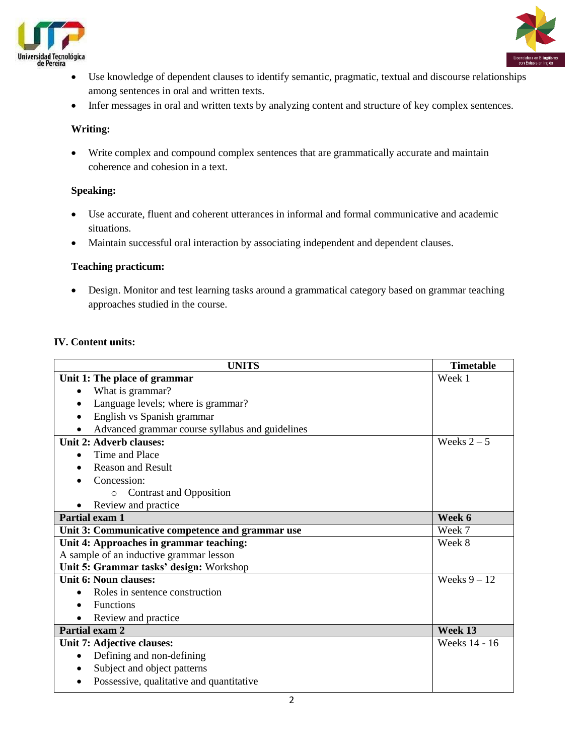- Use knowledge of dependent clauses to identify semantic, pragmatic, textual and discourse relationships among sentences in oral and written texts.
- Infer messages in oral and written texts by analyzing content and structure of key complex sentences.

**Writing:**

- Write complex and compound complex sentences that are grammatically accurate and maintain coherence and cohesion in a text.

**Speaking:**

- Use accurate, fluent and coherent utterances in informal and formal communicative and academic situations.
- Maintain successful oral interaction by associating independent and dependent clauses.

**Teaching practicum:**

- Design. Monitor and test learning tasks around a grammatical category based on grammar teaching approaches studied in the course.

## IV. Content units:

| UNITS | Timetable |
|---|---|
| **Unit 1: The place of grammar**<br>• What is grammar?<br>• Language levels; where is grammar?<br>• English vs Spanish grammar<br>• Advanced grammar course syllabus and guidelines | Week 1 |
| **Unit 2: Adverb clauses:**<br>• Time and Place<br>• Reason and Result<br>• Concession:<br>　○ Contrast and Opposition<br>• Review and practice | Weeks 2 – 5 |
| **Partial exam 1** | **Week 6** |
| **Unit 3: Communicative competence and grammar use** | Week 7 |
| **Unit 4: Approaches in grammar teaching:**<br>A sample of an inductive grammar lesson<br>**Unit 5: Grammar tasks' design:** Workshop | Week 8 |
| **Unit 6: Noun clauses:**<br>• Roles in sentence construction<br>• Functions<br>• Review and practice | Weeks 9 – 12 |
| **Partial exam 2** | **Week 13** |
| **Unit 7: Adjective clauses:**<br>• Defining and non-defining<br>• Subject and object patterns<br>• Possessive, qualitative and quantitative | Weeks 14 - 16 |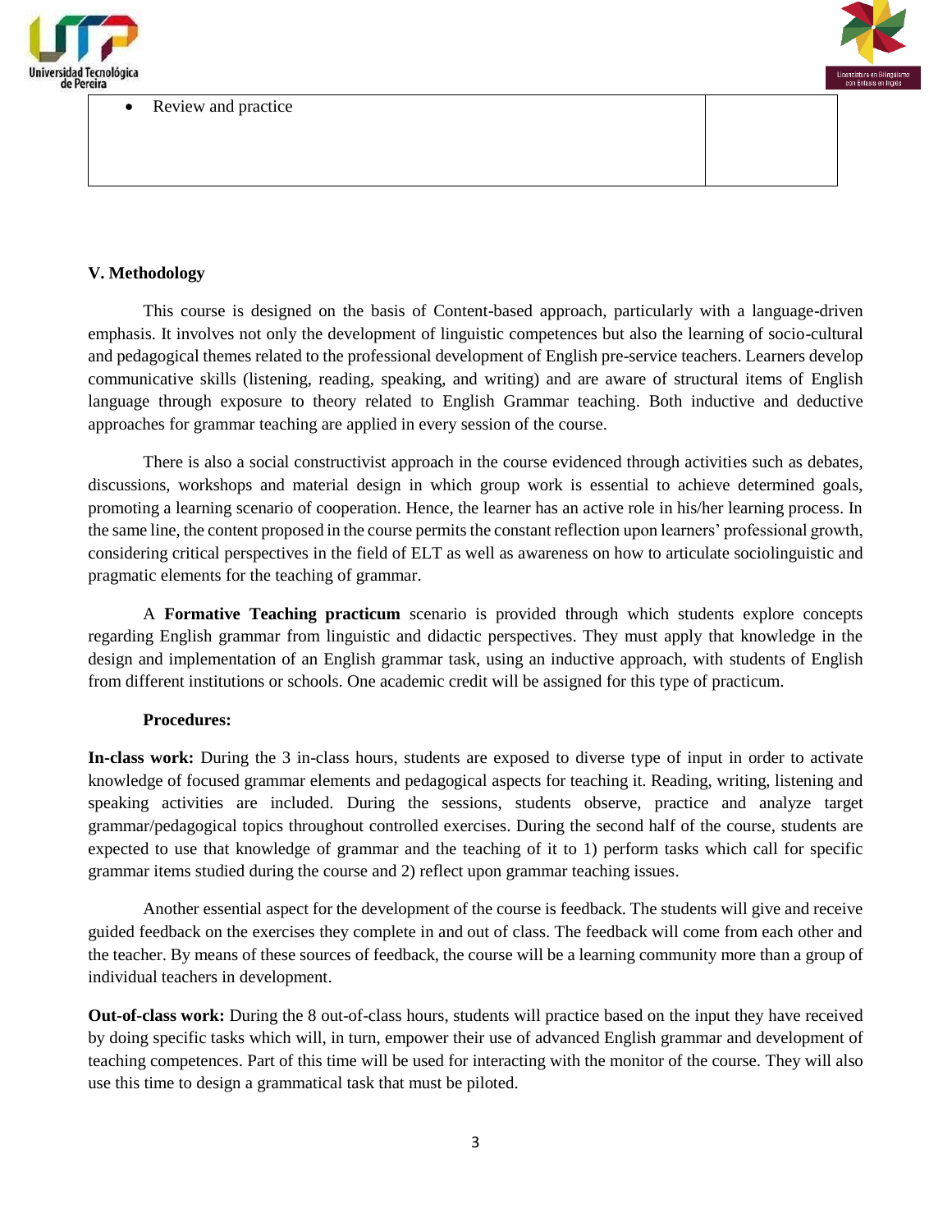| | |
|---|---|
| • Review and practice | |

**V. Methodology**

This course is designed on the basis of Content-based approach, particularly with a language-driven emphasis. It involves not only the development of linguistic competences but also the learning of socio-cultural and pedagogical themes related to the professional development of English pre-service teachers. Learners develop communicative skills (listening, reading, speaking, and writing) and are aware of structural items of English language through exposure to theory related to English Grammar teaching. Both inductive and deductive approaches for grammar teaching are applied in every session of the course.

There is also a social constructivist approach in the course evidenced through activities such as debates, discussions, workshops and material design in which group work is essential to achieve determined goals, promoting a learning scenario of cooperation. Hence, the learner has an active role in his/her learning process. In the same line, the content proposed in the course permits the constant reflection upon learners' professional growth, considering critical perspectives in the field of ELT as well as awareness on how to articulate sociolinguistic and pragmatic elements for the teaching of grammar.

A **Formative Teaching practicum** scenario is provided through which students explore concepts regarding English grammar from linguistic and didactic perspectives. They must apply that knowledge in the design and implementation of an English grammar task, using an inductive approach, with students of English from different institutions or schools. One academic credit will be assigned for this type of practicum.

**Procedures:**

**In-class work:** During the 3 in-class hours, students are exposed to diverse type of input in order to activate knowledge of focused grammar elements and pedagogical aspects for teaching it. Reading, writing, listening and speaking activities are included. During the sessions, students observe, practice and analyze target grammar/pedagogical topics throughout controlled exercises. During the second half of the course, students are expected to use that knowledge of grammar and the teaching of it to 1) perform tasks which call for specific grammar items studied during the course and 2) reflect upon grammar teaching issues.

Another essential aspect for the development of the course is feedback. The students will give and receive guided feedback on the exercises they complete in and out of class. The feedback will come from each other and the teacher. By means of these sources of feedback, the course will be a learning community more than a group of individual teachers in development.

**Out-of-class work:** During the 8 out-of-class hours, students will practice based on the input they have received by doing specific tasks which will, in turn, empower their use of advanced English grammar and development of teaching competences. Part of this time will be used for interacting with the monitor of the course. They will also use this time to design a grammatical task that must be piloted.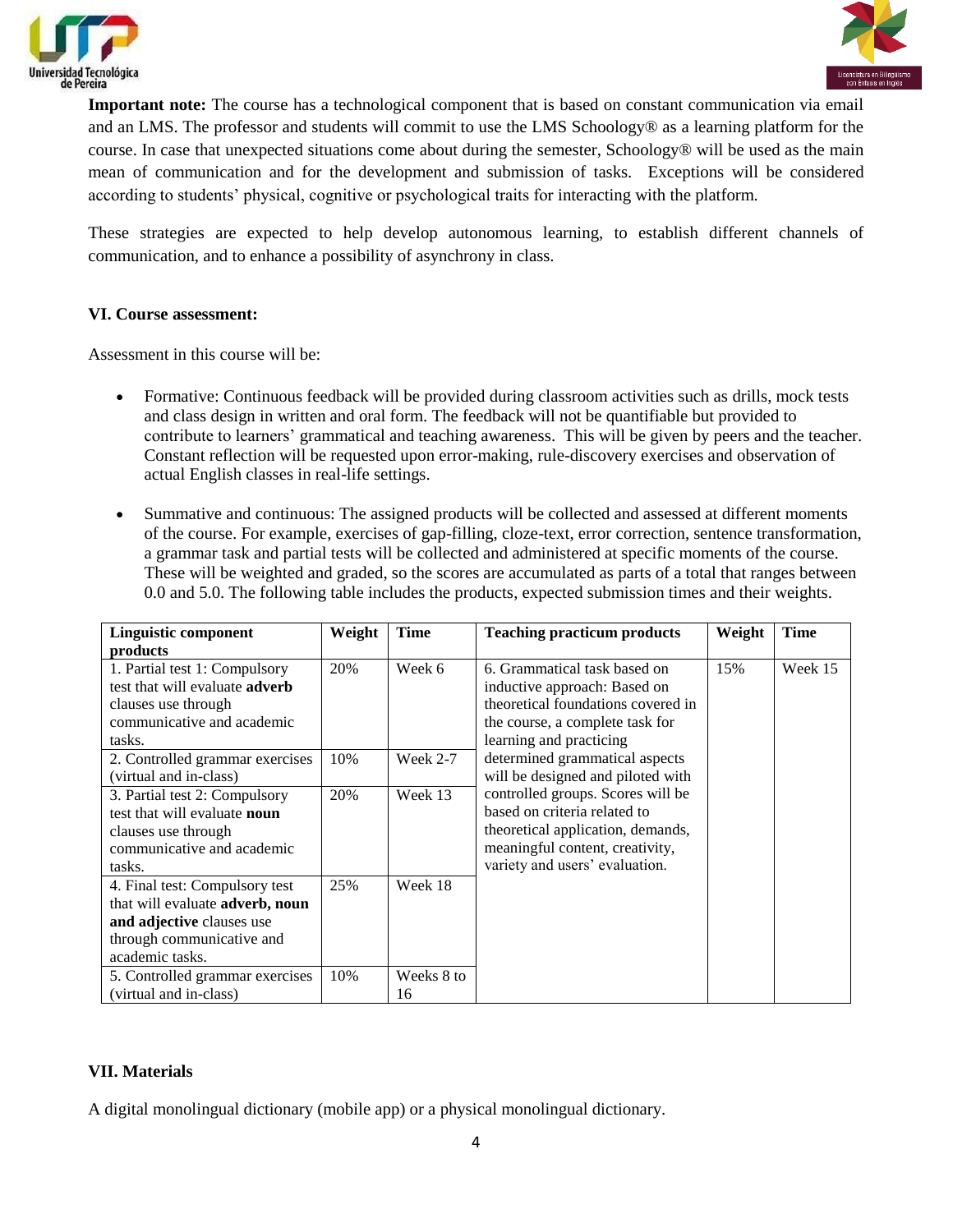**Important note:** The course has a technological component that is based on constant communication via email and an LMS. The professor and students will commit to use the LMS Schoology® as a learning platform for the course. In case that unexpected situations come about during the semester, Schoology® will be used as the main mean of communication and for the development and submission of tasks. Exceptions will be considered according to students' physical, cognitive or psychological traits for interacting with the platform.

These strategies are expected to help develop autonomous learning, to establish different channels of communication, and to enhance a possibility of asynchrony in class.

## VI. Course assessment:

Assessment in this course will be:

- Formative: Continuous feedback will be provided during classroom activities such as drills, mock tests and class design in written and oral form. The feedback will not be quantifiable but provided to contribute to learners' grammatical and teaching awareness. This will be given by peers and the teacher. Constant reflection will be requested upon error-making, rule-discovery exercises and observation of actual English classes in real-life settings.

- Summative and continuous: The assigned products will be collected and assessed at different moments of the course. For example, exercises of gap-filling, cloze-text, error correction, sentence transformation, a grammar task and partial tests will be collected and administered at specific moments of the course. These will be weighted and graded, so the scores are accumulated as parts of a total that ranges between 0.0 and 5.0. The following table includes the products, expected submission times and their weights.

| **Linguistic component products** | **Weight** | **Time** | **Teaching practicum products** | **Weight** | **Time** |
|---|---|---|---|---|---|
| 1. Partial test 1: Compulsory test that will evaluate **adverb** clauses use through communicative and academic tasks. | 20% | Week 6 | 6. Grammatical task based on inductive approach: Based on theoretical foundations covered in the course, a complete task for learning and practicing determined grammatical aspects will be designed and piloted with controlled groups. Scores will be based on criteria related to theoretical application, demands, meaningful content, creativity, variety and users' evaluation. | 15% | Week 15 |
| 2. Controlled grammar exercises (virtual and in-class) | 10% | Week 2-7 | | | |
| 3. Partial test 2: Compulsory test that will evaluate **noun** clauses use through communicative and academic tasks. | 20% | Week 13 | | | |
| 4. Final test: Compulsory test that will evaluate **adverb, noun and adjective** clauses use through communicative and academic tasks. | 25% | Week 18 | | | |
| 5. Controlled grammar exercises (virtual and in-class) | 10% | Weeks 8 to 16 | | | |

## VII. Materials

A digital monolingual dictionary (mobile app) or a physical monolingual dictionary.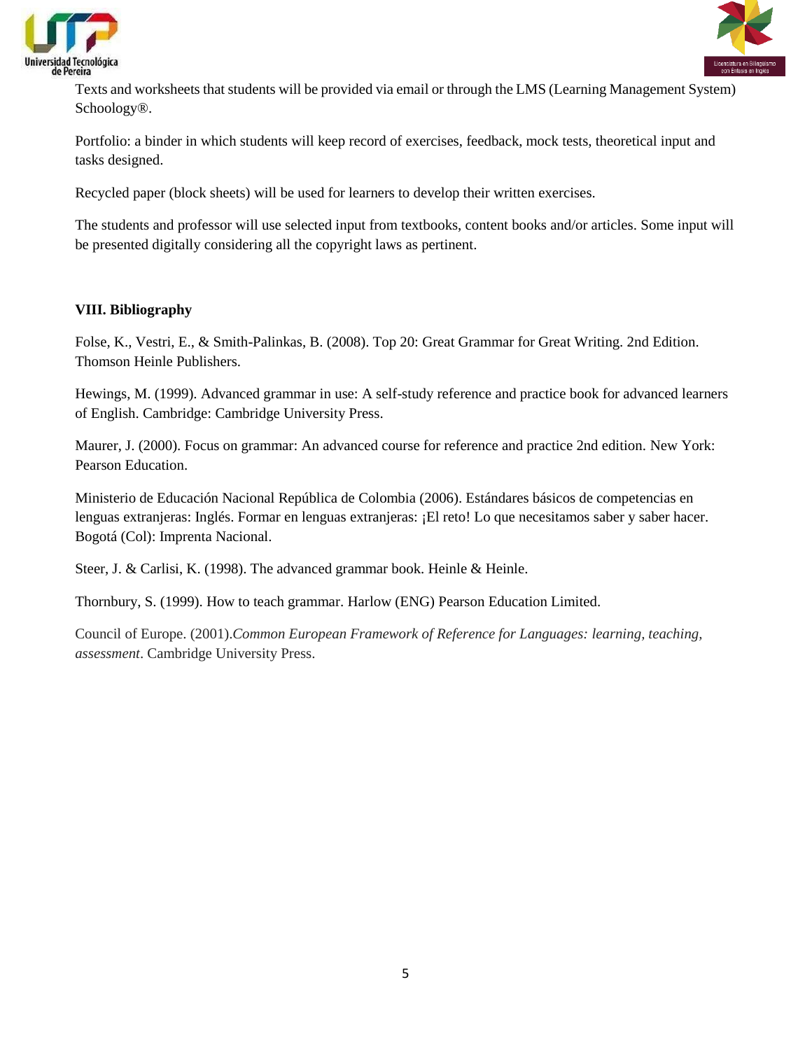Texts and worksheets that students will be provided via email or through the LMS (Learning Management System) Schoology®.

Portfolio: a binder in which students will keep record of exercises, feedback, mock tests, theoretical input and tasks designed.

Recycled paper (block sheets) will be used for learners to develop their written exercises.

The students and professor will use selected input from textbooks, content books and/or articles. Some input will be presented digitally considering all the copyright laws as pertinent.

## VIII. Bibliography

Folse, K., Vestri, E., & Smith-Palinkas, B. (2008). Top 20: Great Grammar for Great Writing. 2nd Edition. Thomson Heinle Publishers.

Hewings, M. (1999). Advanced grammar in use: A self-study reference and practice book for advanced learners of English. Cambridge: Cambridge University Press.

Maurer, J. (2000). Focus on grammar: An advanced course for reference and practice 2nd edition. New York: Pearson Education.

Ministerio de Educación Nacional República de Colombia (2006). Estándares básicos de competencias en lenguas extranjeras: Inglés. Formar en lenguas extranjeras: ¡El reto! Lo que necesitamos saber y saber hacer. Bogotá (Col): Imprenta Nacional.

Steer, J. & Carlisi, K. (1998). The advanced grammar book. Heinle & Heinle.

Thornbury, S. (1999). How to teach grammar. Harlow (ENG) Pearson Education Limited.

Council of Europe. (2001).*Common European Framework of Reference for Languages: learning, teaching, assessment*. Cambridge University Press.